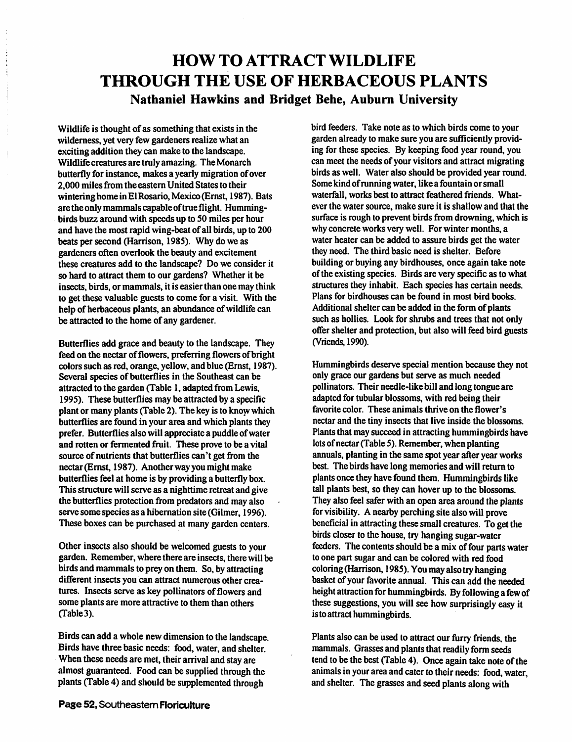# HOW TO ATTRACT WILDLIFE THROUGH THE USE OF HERBACEOUS PLANTS

## Nathaniel Hawkins and Bridget Behe, Auburn University

Wildlife is thought of as something that exists in the wilderness, yet very few gardeners realize what an exciting addition they can make to the landscape. Wildlife creatures are truly amazing. The Monarch butterfly for instance, makes a yearly migration of over 2,000 miles from the eastern United States to their wintering home in El Rosario, Mexico (Ernst, 1987). Bats are the only mammals capable of true flight. Hummingbirds buzz around with speeds up to 50 miles per hour and have the most rapid wing-beat of all birds, up to 200 beats per second (Harrison, 1985). Why do we as gardeners often overlook the beauty and excitement these creatures add to the landscape? Do we consider it so hard to attract them to our gardens? Whether it be insects, birds, or mammals, it is easier than one may think to get these valuable guests to come for a visit. With the help of herbaceous plants, an abundance of wildlife can be attracted to the home of any gardener.

Butterflies add grace and beauty to the landscape. They feed on the nectar of flowers, preferring flowers of bright colors such as red, orange, yellow, and blue (Ernst, 1987). Several species of butterflies in the Southeast can be attracted to the garden (Table 1, adapted from Lewis, 1995). These butterflies may be attracted by a specific plant or many plants (Table 2). The key is to know which butterflies are found in your area and which plants they prefer. Butterflies also will appreciate a puddle of water and rotten or fermented fruit. These prove to be a vital source of nutrients that butterflies can't get from the nectar (Ernst, 1987). Another way you might make butterflies feel at home is by providing a butterfly box. This structure will serve as a nighttime retreat and give the butterflies protection from predators and may also serve some species as a hibernation site (Gilmer, 1996). These boxes can be purchased at many garden centers.

Other insects also should be welcomed guests to your garden. Remember, where there are insects, there will be birds and mammals to prey on them. So, by attracting different insects you can attract numerous other creatures. Insects serve as key pollinators of flowers and some plants are more attractive to them than others (Table 3).

Birds can add a whole new dimension to the landscape. Birds have three basic needs: food, water, and shelter. When these needs are met, their arrival and stay are almost guaranteed. Food can be supplied through the plants (Table 4) and should be supplemented through bird feeders. Take note as to which birds come to your garden already to make sure you are sufficiently providing for these species. By keeping food year round, you can meet the needs of your visitors and attract migrating birds as well. Water also should be provided year round. Some kind of running water, like a fountain or small waterfall, works best to attract feathered friends. Whatever the water source, make sure it is shallow and that the surface is rough to prevent birds from drowning, which is why concrete works very well. For winter months, a water heater can be added to assure birds get the water they need. The third basic need is shelter. Before building or buying any birdhouses, once again take note of the existing species. Birds are very specific as to what structures they inhabit. Each species has certain needs. Plans for birdhouses can be found in most bird books. Additional shelter can be added in the form of plants such as hollies. Look for shrubs and trees that not only offer shelter and protection, but also will feed bird guests (Vriends, 1990).

Hummingbirds deserve special mention because they not only grace our gardens but serve as much needed pollinators. Their needle-like bill and long tongue are adapted for tubular blossoms, with red being their favorite color. These animals thrive on the flower's nectar and the tiny insects that live inside the blossoms. Plants that may succeed in attracting hummingbirds have lots of nectar (Table 5). Remember, when planting annuals, planting in the same spot year after year works best. The birds have long memories and will return to plants once they have found them. Hummingbirds like tall plants best, so they can hover up to the blossoms. They also feel safer with an open area around the plants for visibility. A nearby perching site also will prove beneficial in attracting these small creatures. To get the birds closer to the house, try hanging sugar-water feeders. The contents should be a mix of four parts water to one part sugar and can be colored with red food coloring (Harrison, 1985). You may also try hanging basket of your favorite annual. This can add the needed height attraction for hummingbirds. By following a few of these suggestions, you will see how surprisingly easy it is to attract hummingbirds.

Plants also can be used to attract our furry friends, the mammals. Grasses and plants that readily form seeds tend to be the best (Table 4). Once again take note of the animals in your area and cater to their needs: food, water, and shelter. The grasses and seed plants along with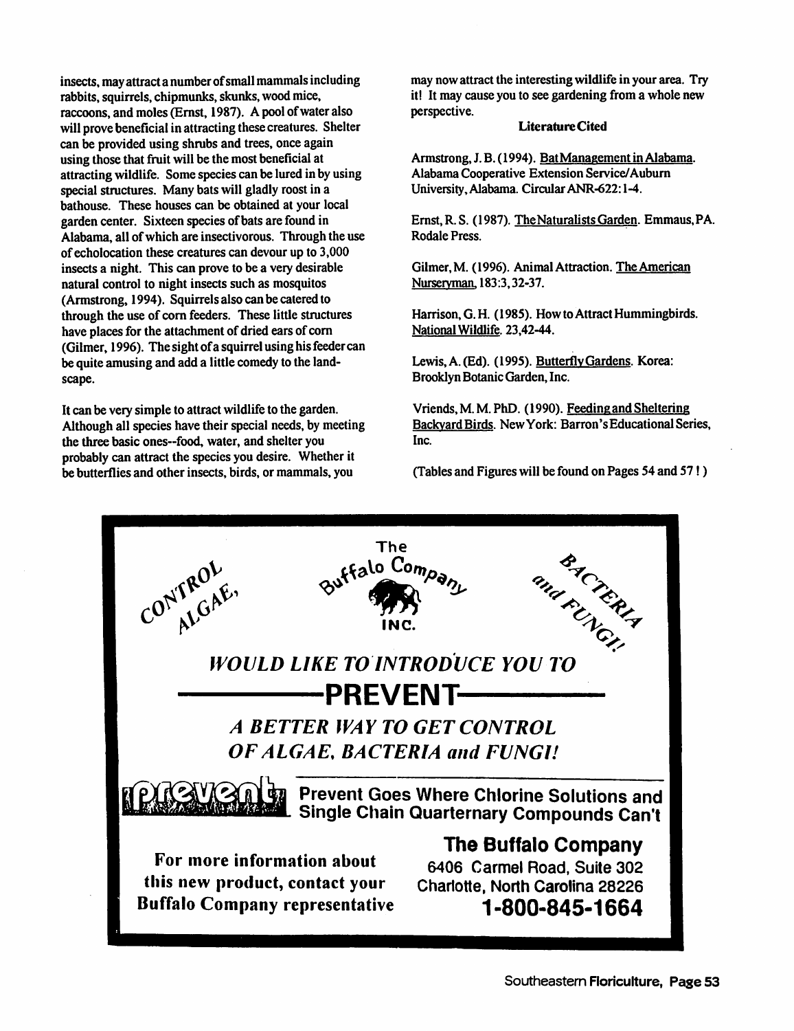insects, may attract a number of small mammals including rabbits, squirrels, chipmunks, skunks, wood mice, raccoons, and moles (Ernst, 1987). A pool of water also will prove beneficial in attracting these creatures. Shelter can be provided using shrubs and trees, once again using those that fruit will be the most beneficial at attracting wildlife. Some species can be lured in by using special structures. Many bats will gladly roost in a bathouse. These houses can be obtained at your local garden center. Sixteen species of bats are found in Alabama, all of which are insectivorous. Through the use of echolocation these creatures can devour up to 3,000 insects a night. This can prove to be a very desirable natural control to night insects such as mosquitos (Armstrong, 1994). Squirrels also can be catered to through the use of corn feeders. These little structures have places for the attachment of dried ears of corn (Gilmer, 1996). The sight of a squirrel using his feeder can be quite amusing and add a little comedy to the landscape.

It can be very simple to attract wildlife to the garden. Although all species have their special needs, by meeting the three basic ones--food, water, and shelter you probably can attract the species you desire. Whether it be butterflies and other insects, birds, or mammals, you may now attract the interesting wildlife in your area. Try it! It may cause you to see gardening from a whole new perspective.

**Literature Cited**

Armstrong, J. B. (1994). Bat Management in Alabama. Alabama Cooperative Extension Service/Auburn University, Alabama. Circular ANR-622: 1-4.

Ernst, R. S. (1987). The Naturalists Garden. Emmaus, PA. Rodale Press.

Gilmer, M. (1996). Animal Attraction. The American Nurseryman, 183:3, 32-37.

Harrison, G. H. (1985). How to Attract Hummingbirds. National Wildlife. 23, 42-44.

Lewis, A. (Ed). (1995). Butterfly Gardens. Korea: Brooklyn Botanic Garden, Inc.

Vriends, M. M. PhD. (1990). Feeding and Sheltering Backyard Birds. New York: Barron's Educational Series, Inc.

(Tables and Figures will be found on Pages 54 and 57 ! )

---

CONTROL ALGAE, | The Buffalo Company INC. | BACTERIA and FUNGI!

*WOULD LIKE TO INTRODUCE YOU TO*

**PREVENT**

*A BETTER WAY TO GET CONTROL OF ALGAE, BACTERIA and FUNGI!*

**prevent** — **Prevent Goes Where Chlorine Solutions and Single Chain Quarternary Compounds Can't**

**For more information about this new product, contact your Buffalo Company representative**

**The Buffalo Company**
6406 Carmel Road, Suite 302
Charlotte, North Carolina 28226
**1-800-845-1664**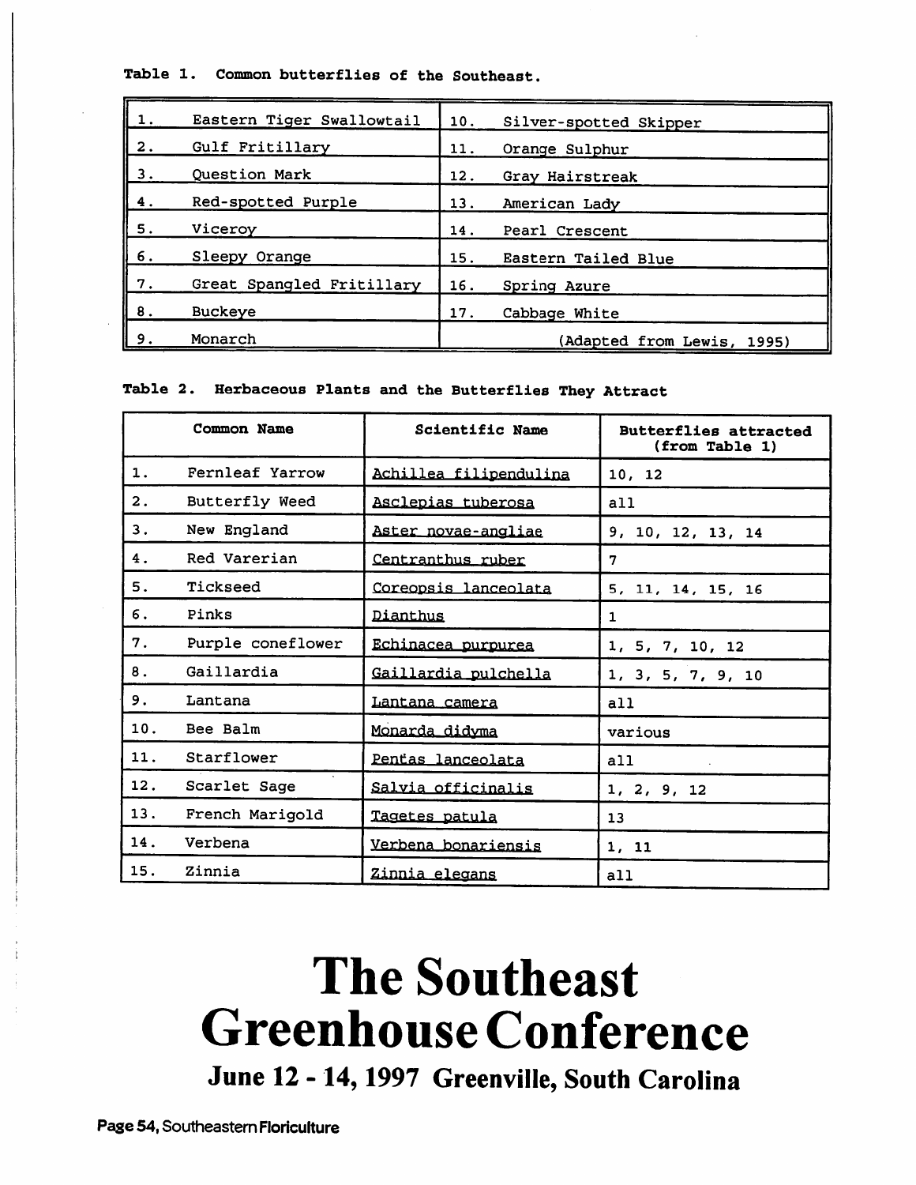**Table 1. Common butterflies of the Southeast.**

| | | | |
|---|---|---|---|
| 1. | Eastern Tiger Swallowtail | 10. | Silver-spotted Skipper |
| 2. | Gulf Fritillary | 11. | Orange Sulphur |
| 3. | Question Mark | 12. | Gray Hairstreak |
| 4. | Red-spotted Purple | 13. | American Lady |
| 5. | Viceroy | 14. | Pearl Crescent |
| 6. | Sleepy Orange | 15. | Eastern Tailed Blue |
| 7. | Great Spangled Fritillary | 16. | Spring Azure |
| 8. | Buckeye | 17. | Cabbage White |
| 9. | Monarch | | (Adapted from Lewis, 1995) |

**Table 2. Herbaceous Plants and the Butterflies They Attract**

| | Common Name | Scientific Name | Butterflies attracted (from Table 1) |
|---|---|---|---|
| 1. | Fernleaf Yarrow | Achillea filipendulina | 10, 12 |
| 2. | Butterfly Weed | Asclepias tuberosa | all |
| 3. | New England | Aster novae-angliae | 9, 10, 12, 13, 14 |
| 4. | Red Varerian | Centranthus ruber | 7 |
| 5. | Tickseed | Coreopsis lanceolata | 5, 11, 14, 15, 16 |
| 6. | Pinks | Dianthus | 1 |
| 7. | Purple coneflower | Echinacea purpurea | 1, 5, 7, 10, 12 |
| 8. | Gaillardia | Gaillardia pulchella | 1, 3, 5, 7, 9, 10 |
| 9. | Lantana | Lantana camera | all |
| 10. | Bee Balm | Monarda didyma | various |
| 11. | Starflower | Pentas lanceolata | all |
| 12. | Scarlet Sage | Salvia officinalis | 1, 2, 9, 12 |
| 13. | French Marigold | Tagetes patula | 13 |
| 14. | Verbena | Verbena bonariensis | 1, 11 |
| 15. | Zinnia | Zinnia elegans | all |

# The Southeast Greenhouse Conference

**June 12 - 14, 1997 Greenville, South Carolina**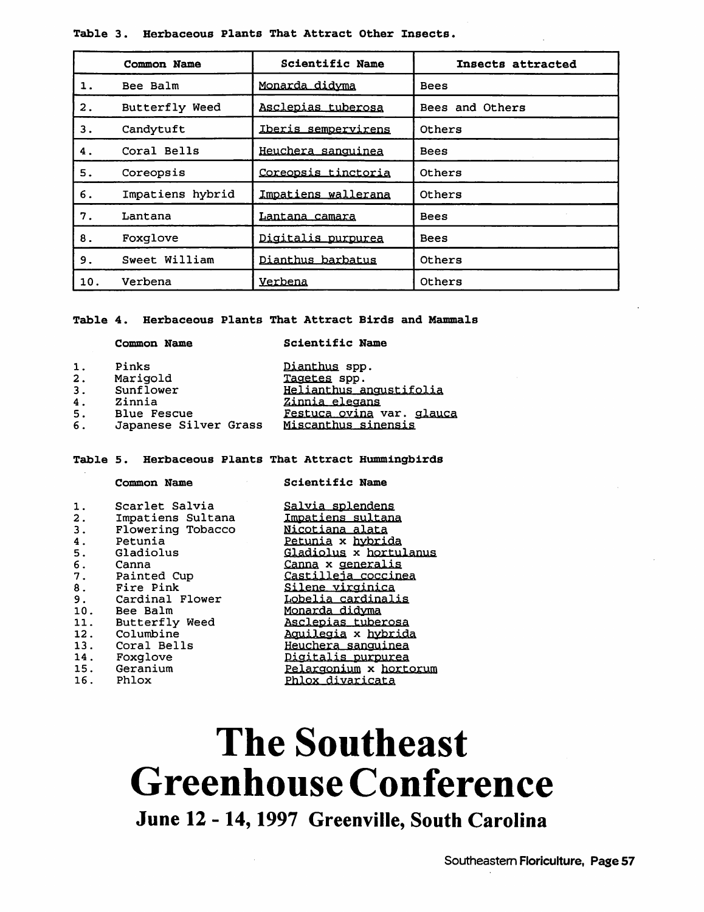**Table 3. Herbaceous Plants That Attract Other Insects.**

| Common Name | Scientific Name | Insects attracted |
|---|---|---|
| 1. Bee Balm | Monarda didyma | Bees |
| 2. Butterfly Weed | Asclepias tuberosa | Bees and Others |
| 3. Candytuft | Iberis sempervirens | Others |
| 4. Coral Bells | Heuchera sanguinea | Bees |
| 5. Coreopsis | Coreopsis tinctoria | Others |
| 6. Impatiens hybrid | Impatiens wallerana | Others |
| 7. Lantana | Lantana camara | Bees |
| 8. Foxglove | Digitalis purpurea | Bees |
| 9. Sweet William | Dianthus barbatus | Others |
| 10. Verbena | Verbena | Others |

**Table 4. Herbaceous Plants That Attract Birds and Mammals**

| | Common Name | Scientific Name |
|---|---|---|
| 1. | Pinks | Dianthus spp. |
| 2. | Marigold | Tagetes spp. |
| 3. | Sunflower | Helianthus angustifolia |
| 4. | Zinnia | Zinnia elegans |
| 5. | Blue Fescue | Festuca ovina var. glauca |
| 6. | Japanese Silver Grass | Miscanthus sinensis |

**Table 5. Herbaceous Plants That Attract Hummingbirds**

| | Common Name | Scientific Name |
|---|---|---|
| 1. | Scarlet Salvia | Salvia splendens |
| 2. | Impatiens Sultana | Impatiens sultana |
| 3. | Flowering Tobacco | Nicotiana alata |
| 4. | Petunia | Petunia x hybrida |
| 5. | Gladiolus | Gladiolus x hortulanus |
| 6. | Canna | Canna x generalis |
| 7. | Painted Cup | Castilleja coccinea |
| 8. | Fire Pink | Silene virginica |
| 9. | Cardinal Flower | Lobelia cardinalis |
| 10. | Bee Balm | Monarda didyma |
| 11. | Butterfly Weed | Asclepias tuberosa |
| 12. | Columbine | Aquilegia x hybrida |
| 13. | Coral Bells | Heuchera sanguinea |
| 14. | Foxglove | Digitalis purpurea |
| 15. | Geranium | Pelargonium x hortorum |
| 16. | Phlox | Phlox divaricata |

# The Southeast Greenhouse Conference

**June 12 - 14, 1997 Greenville, South Carolina**